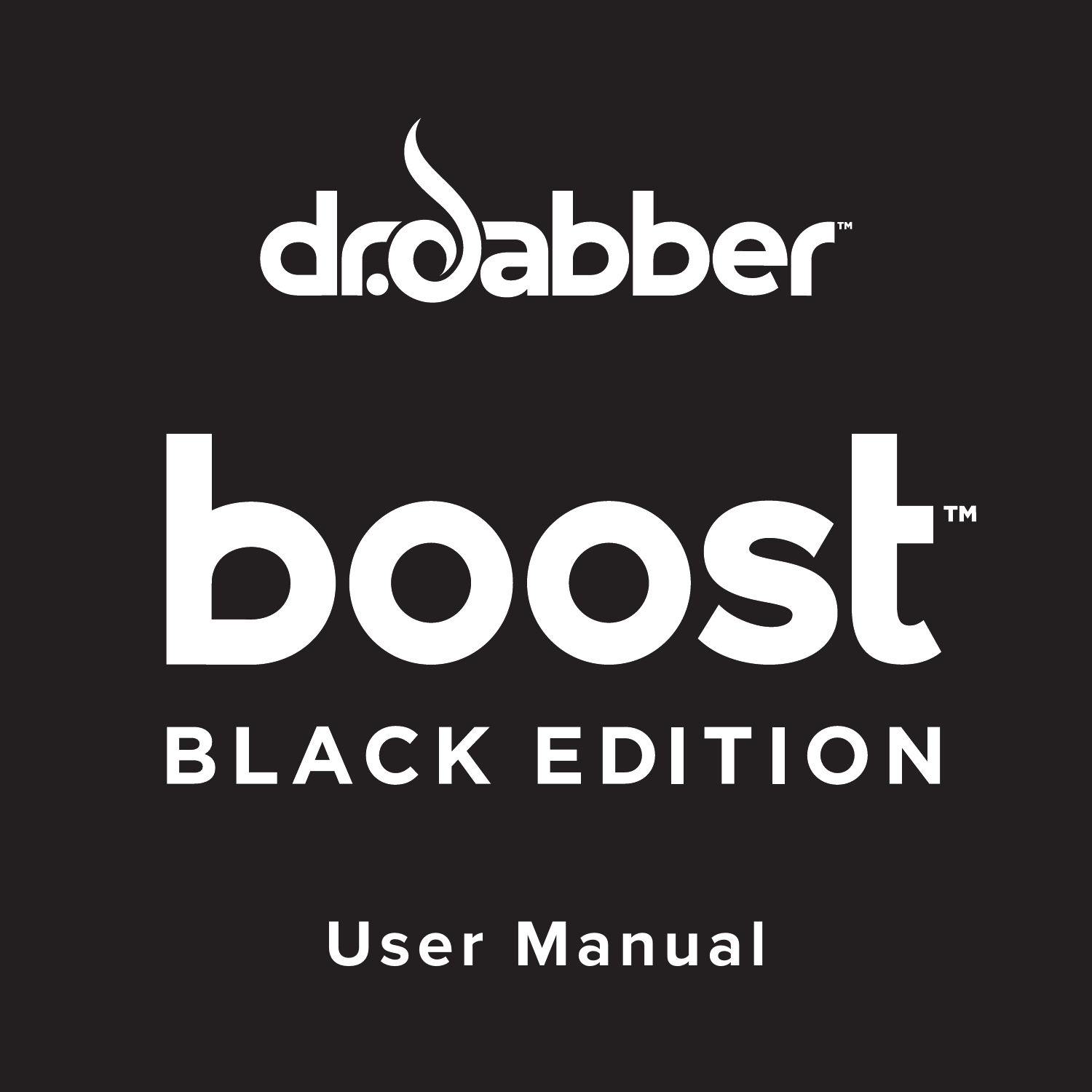# dr.dabber™

# boost™

## BLACK EDITION

User Manual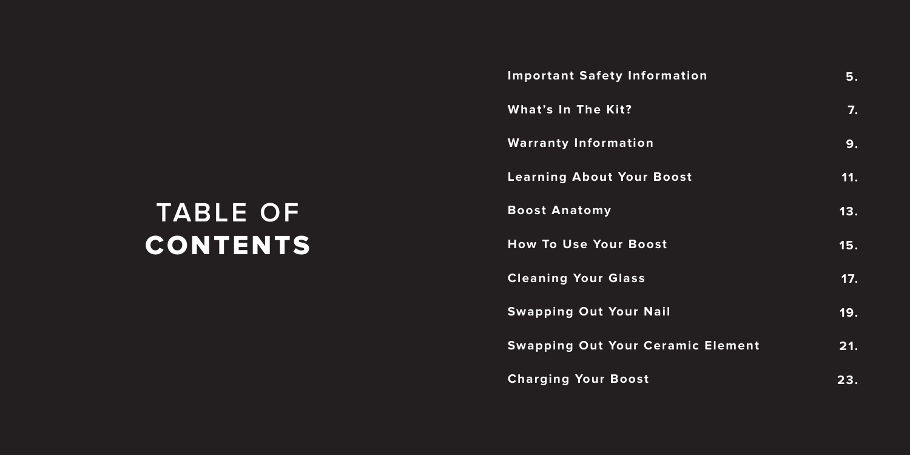# TABLE OF CONTENTS

| Section | Page |
| --- | --- |
| **Important Safety Information** | **5.** |
| **What's In The Kit?** | **7.** |
| **Warranty Information** | **9.** |
| **Learning About Your Boost** | **11.** |
| **Boost Anatomy** | **13.** |
| **How To Use Your Boost** | **15.** |
| **Cleaning Your Glass** | **17.** |
| **Swapping Out Your Nail** | **19.** |
| **Swapping Out Your Ceramic Element** | **21.** |
| **Charging Your Boost** | **23.** |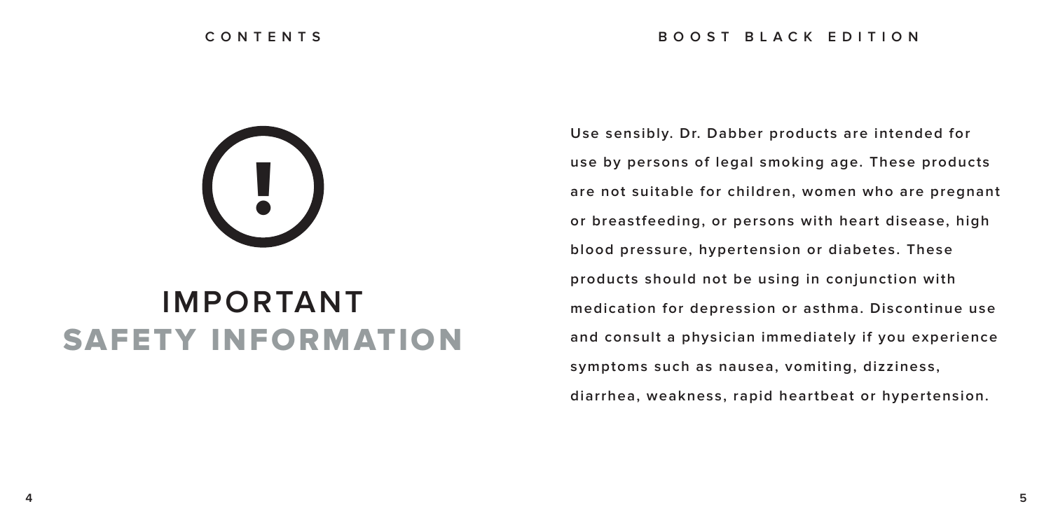# IMPORTANT
# SAFETY INFORMATION

**Use sensibly. Dr. Dabber products are intended for use by persons of legal smoking age. These products are not suitable for children, women who are pregnant or breastfeeding, or persons with heart disease, high blood pressure, hypertension or diabetes. These products should not be using in conjunction with medication for depression or asthma. Discontinue use and consult a physician immediately if you experience symptoms such as nausea, vomiting, dizziness, diarrhea, weakness, rapid heartbeat or hypertension.**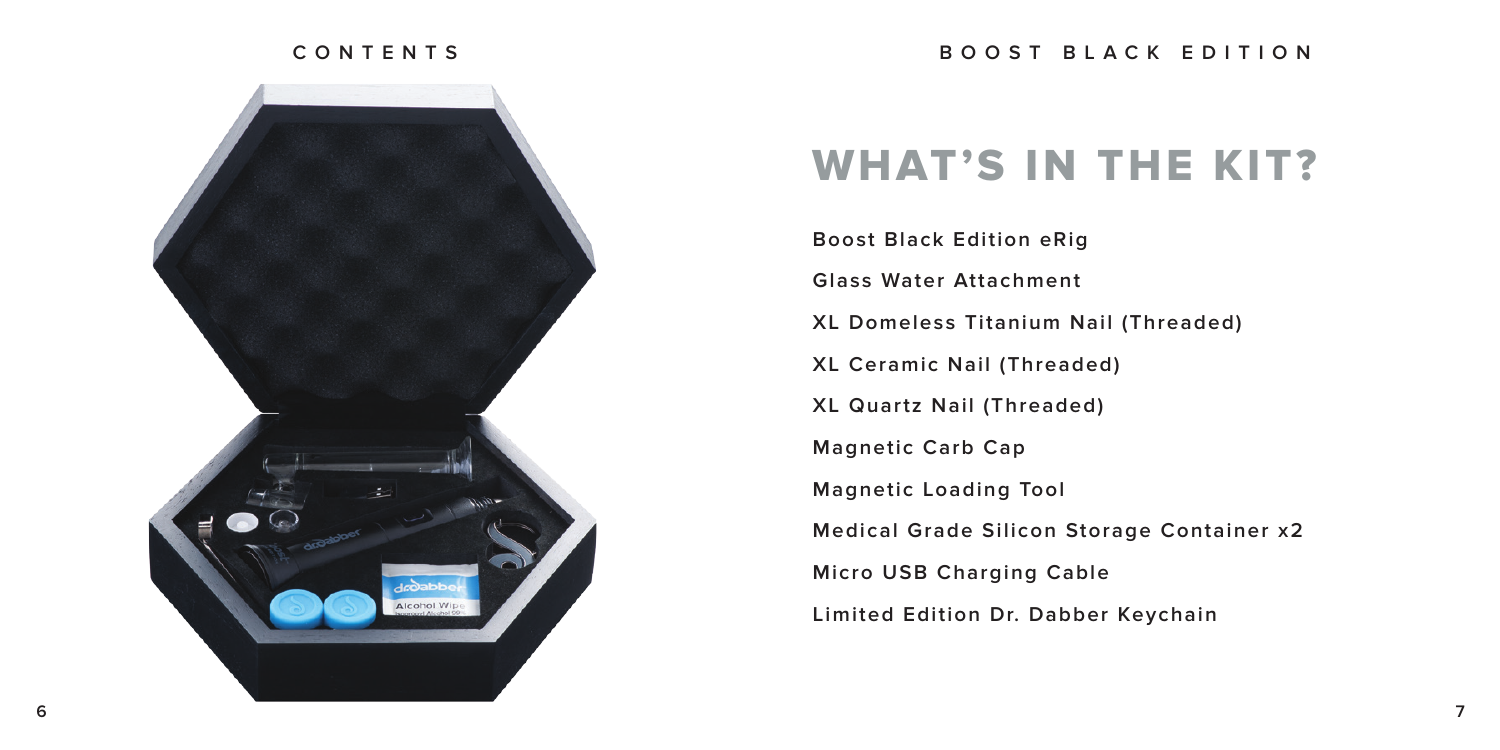# WHAT'S IN THE KIT?

**Boost Black Edition eRig**

**Glass Water Attachment**

**XL Domeless Titanium Nail (Threaded)**

**XL Ceramic Nail (Threaded)**

**XL Quartz Nail (Threaded)**

**Magnetic Carb Cap**

**Magnetic Loading Tool**

**Medical Grade Silicon Storage Container x2**

**Micro USB Charging Cable**

**Limited Edition Dr. Dabber Keychain**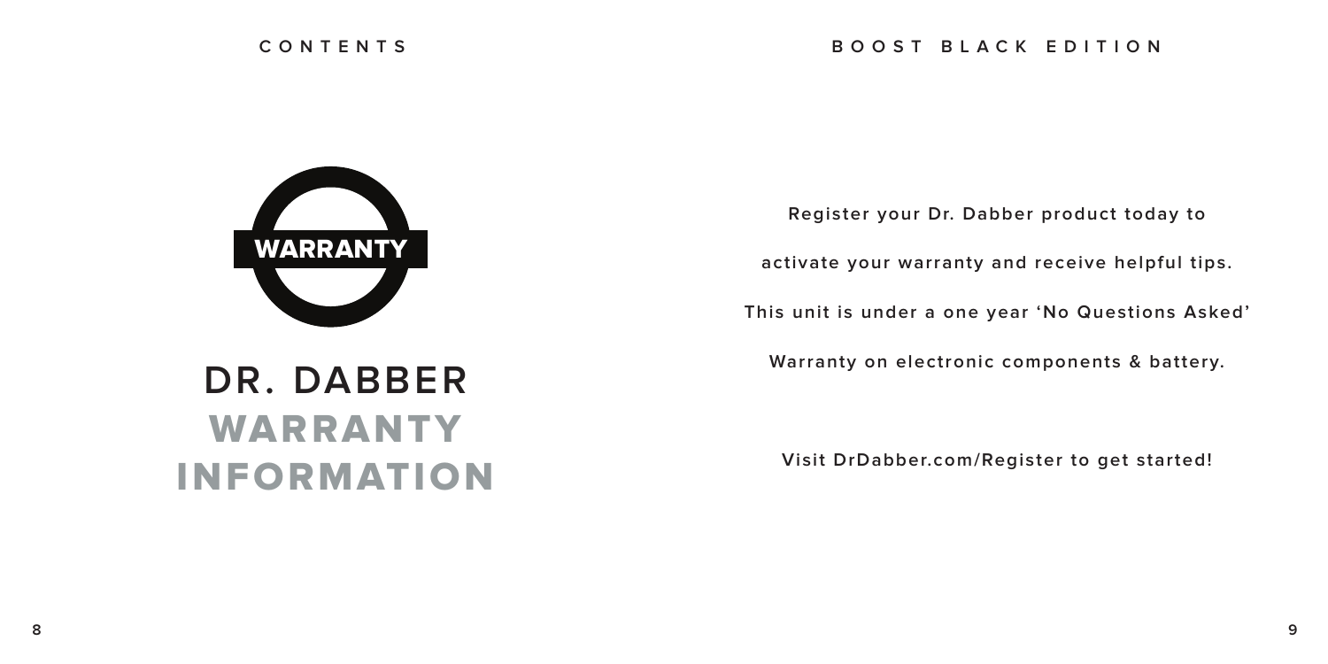WARRANTY

# DR. DABBER WARRANTY INFORMATION

Register your Dr. Dabber product today to activate your warranty and receive helpful tips. This unit is under a one year 'No Questions Asked' Warranty on electronic components & battery.

Visit DrDabber.com/Register to get started!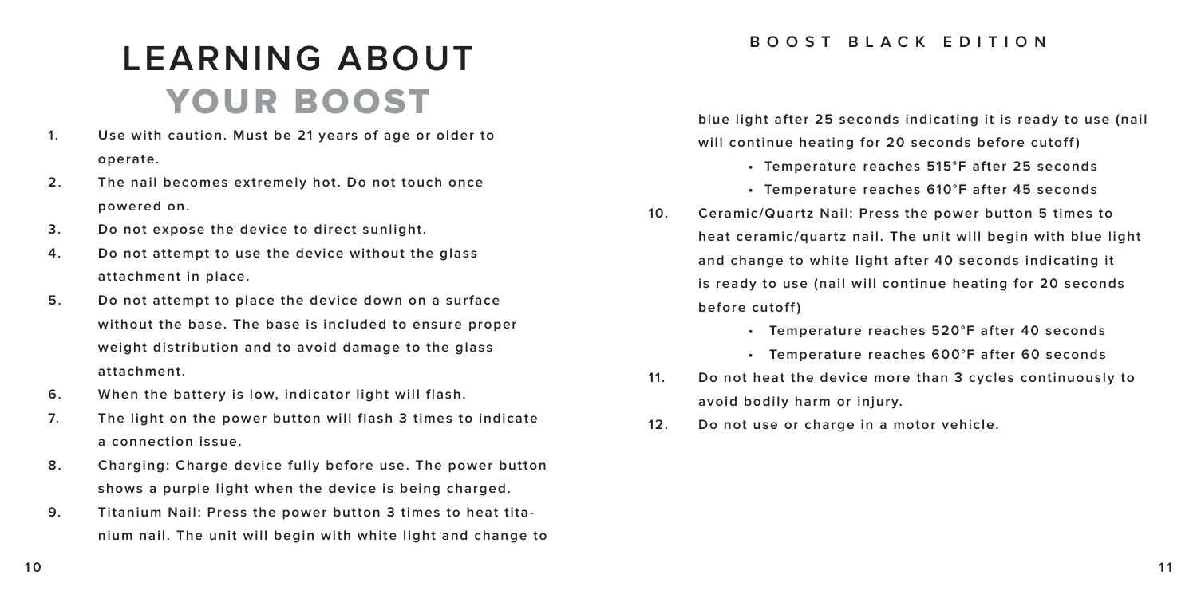# LEARNING ABOUT YOUR BOOST

1. Use with caution. Must be 21 years of age or older to operate.
2. The nail becomes extremely hot. Do not touch once powered on.
3. Do not expose the device to direct sunlight.
4. Do not attempt to use the device without the glass attachment in place.
5. Do not attempt to place the device down on a surface without the base. The base is included to ensure proper weight distribution and to avoid damage to the glass attachment.
6. When the battery is low, indicator light will flash.
7. The light on the power button will flash 3 times to indicate a connection issue.
8. Charging: Charge device fully before use. The power button shows a purple light when the device is being charged.
9. Titanium Nail: Press the power button 3 times to heat titanium nail. The unit will begin with white light and change to blue light after 25 seconds indicating it is ready to use (nail will continue heating for 20 seconds before cutoff)
   - Temperature reaches 515°F after 25 seconds
   - Temperature reaches 610°F after 45 seconds
10. Ceramic/Quartz Nail: Press the power button 5 times to heat ceramic/quartz nail. The unit will begin with blue light and change to white light after 40 seconds indicating it is ready to use (nail will continue heating for 20 seconds before cutoff)
    - Temperature reaches 520°F after 40 seconds
    - Temperature reaches 600°F after 60 seconds
11. Do not heat the device more than 3 cycles continuously to avoid bodily harm or injury.
12. Do not use or charge in a motor vehicle.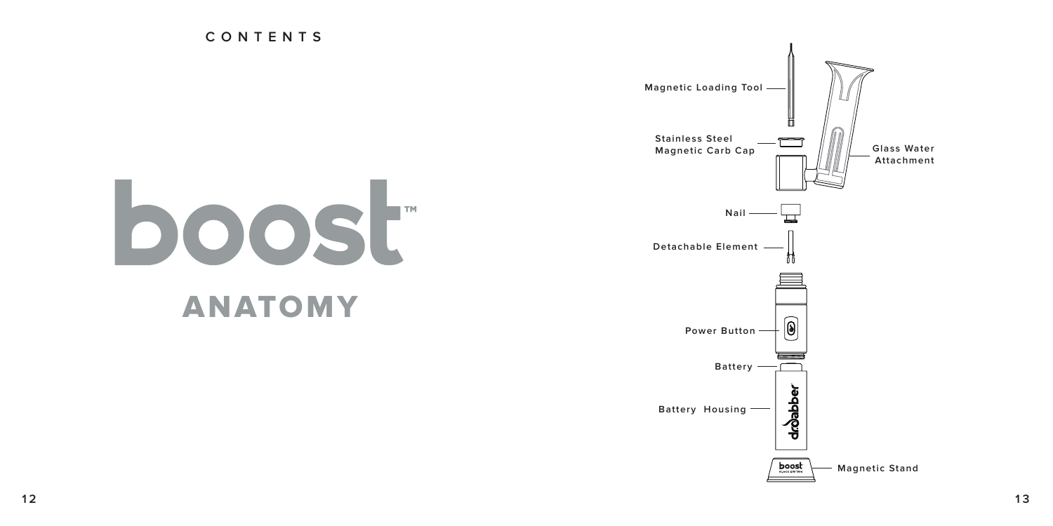CONTENTS

# boost™

## ANATOMY

- Magnetic Loading Tool
- Stainless Steel Magnetic Carb Cap
- Glass Water Attachment
- Nail
- Detachable Element
- Power Button
- Battery
- Battery Housing
- Magnetic Stand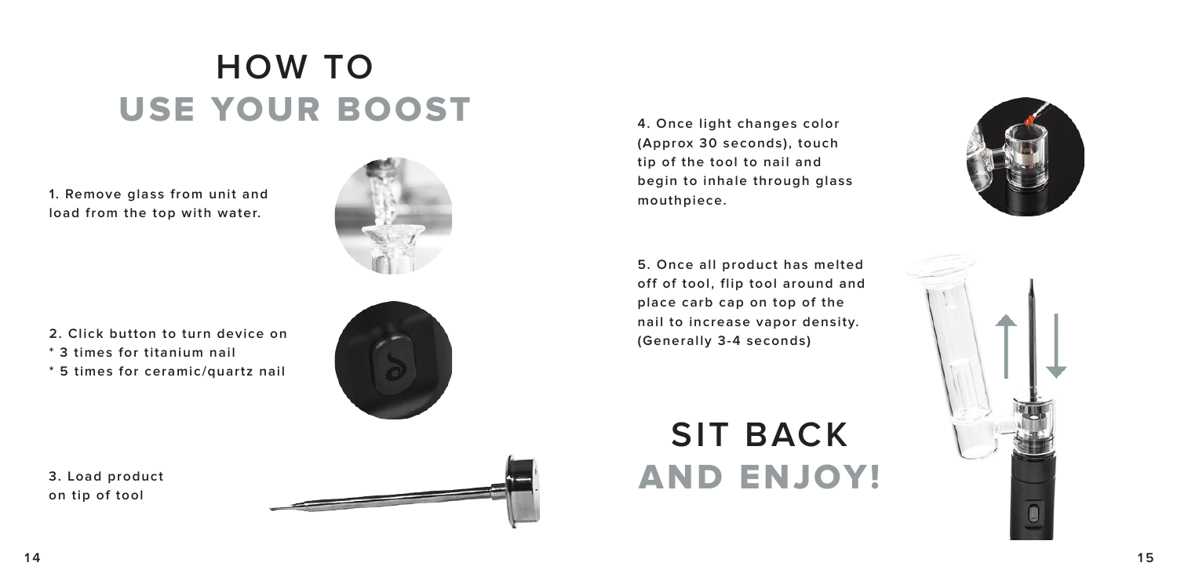# HOW TO USE YOUR BOOST

1. Remove glass from unit and load from the top with water.

2. Click button to turn device on
   * 3 times for titanium nail
   * 5 times for ceramic/quartz nail

3. Load product on tip of tool

4. Once light changes color (Approx 30 seconds), touch tip of the tool to nail and begin to inhale through glass mouthpiece.

5. Once all product has melted off of tool, flip tool around and place carb cap on top of the nail to increase vapor density. (Generally 3-4 seconds)

## SIT BACK AND ENJOY!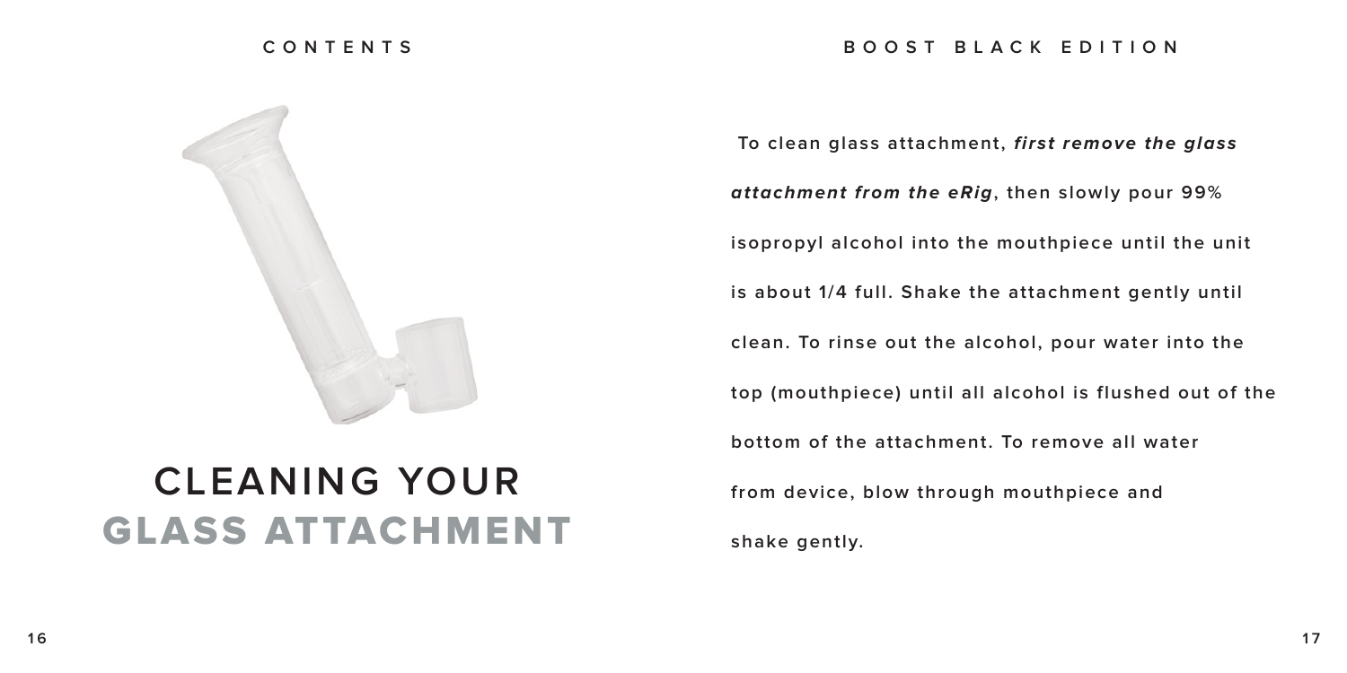# CLEANING YOUR GLASS ATTACHMENT

To clean glass attachment, ***first remove the glass attachment from the eRig***, then slowly pour 99% isopropyl alcohol into the mouthpiece until the unit is about 1/4 full. Shake the attachment gently until clean. To rinse out the alcohol, pour water into the top (mouthpiece) until all alcohol is flushed out of the bottom of the attachment. To remove all water from device, blow through mouthpiece and shake gently.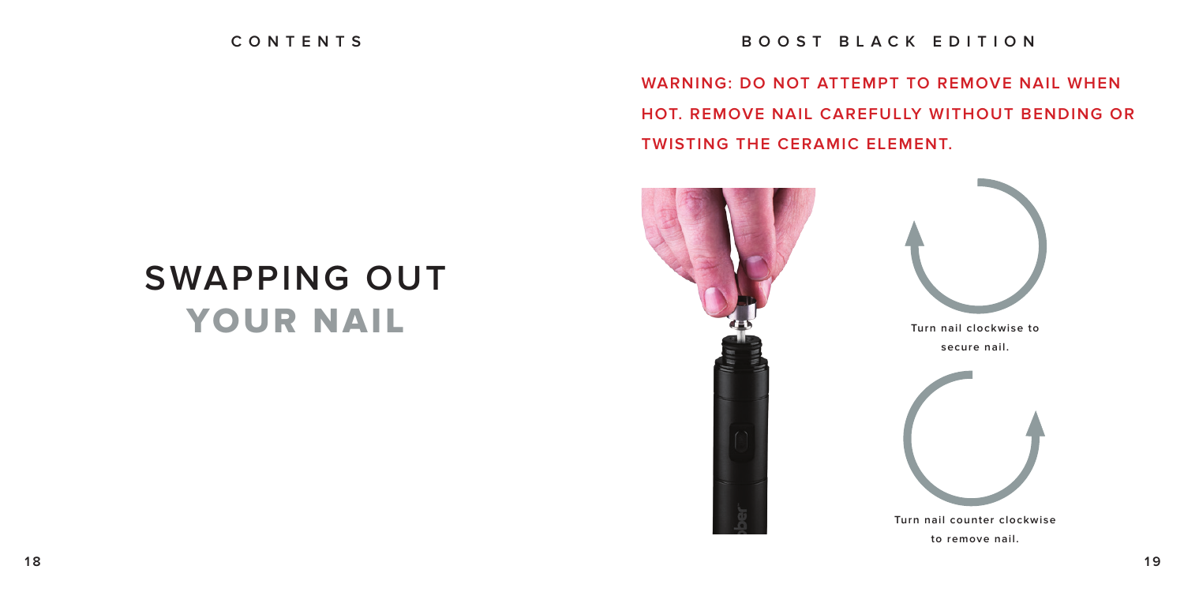# SWAPPING OUT YOUR NAIL

**WARNING: DO NOT ATTEMPT TO REMOVE NAIL WHEN HOT. REMOVE NAIL CAREFULLY WITHOUT BENDING OR TWISTING THE CERAMIC ELEMENT.**

Turn nail clockwise to secure nail.

Turn nail counter clockwise to remove nail.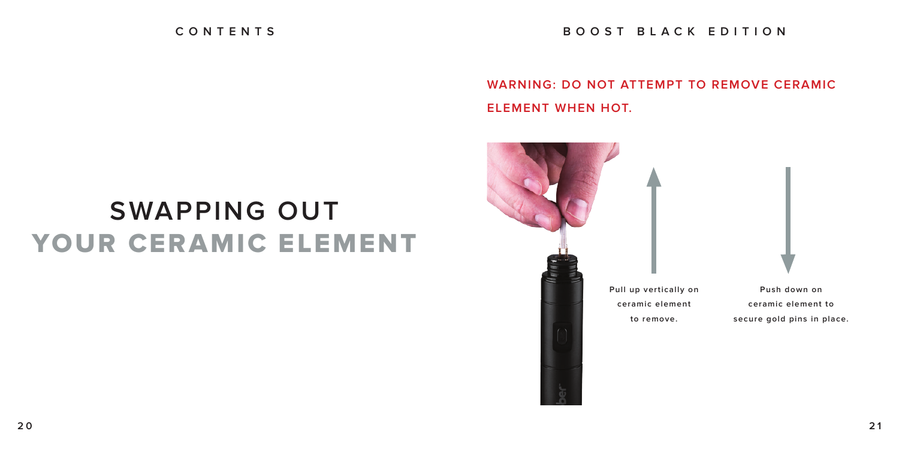# SWAPPING OUT YOUR CERAMIC ELEMENT

**WARNING: DO NOT ATTEMPT TO REMOVE CERAMIC ELEMENT WHEN HOT.**

Pull up vertically on ceramic element to remove.

Push down on ceramic element to secure gold pins in place.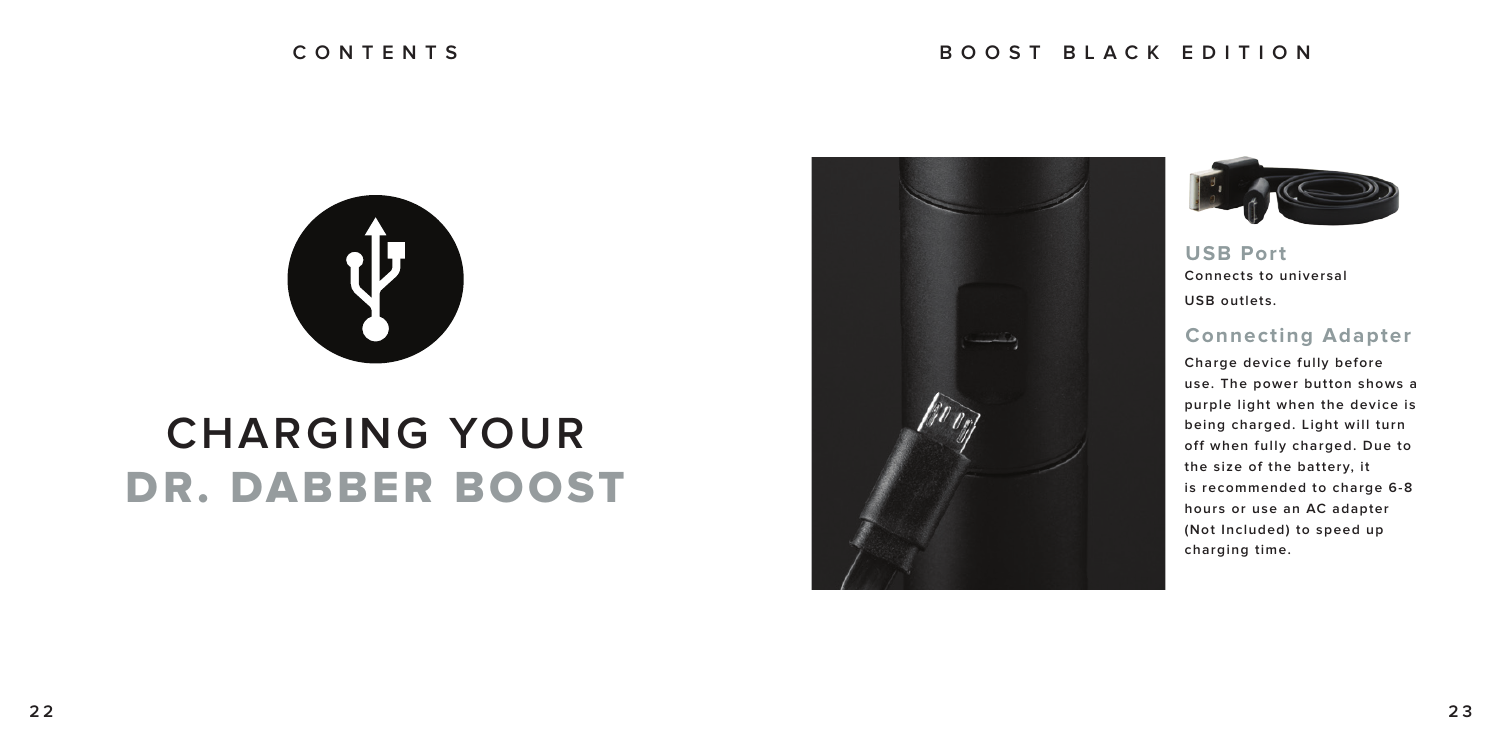# CHARGING YOUR DR. DABBER BOOST

### USB Port

Connects to universal USB outlets.

### Connecting Adapter

Charge device fully before use. The power button shows a purple light when the device is being charged. Light will turn off when fully charged. Due to the size of the battery, it is recommended to charge 6-8 hours or use an AC adapter (Not Included) to speed up charging time.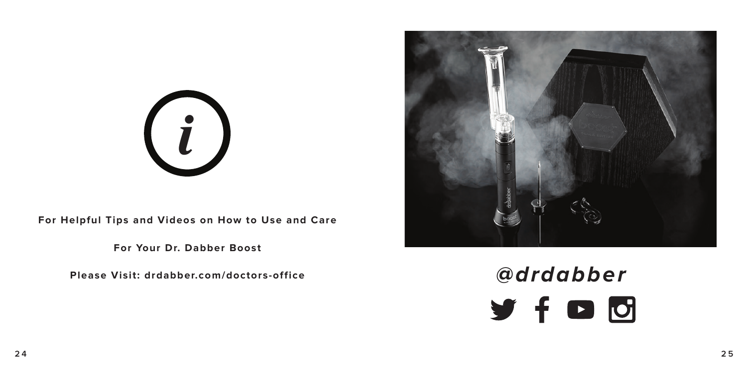**For Helpful Tips and Videos on How to Use and Care**

**For Your Dr. Dabber Boost**

**Please Visit: drdabber.com/doctors-office**

***@drdabber***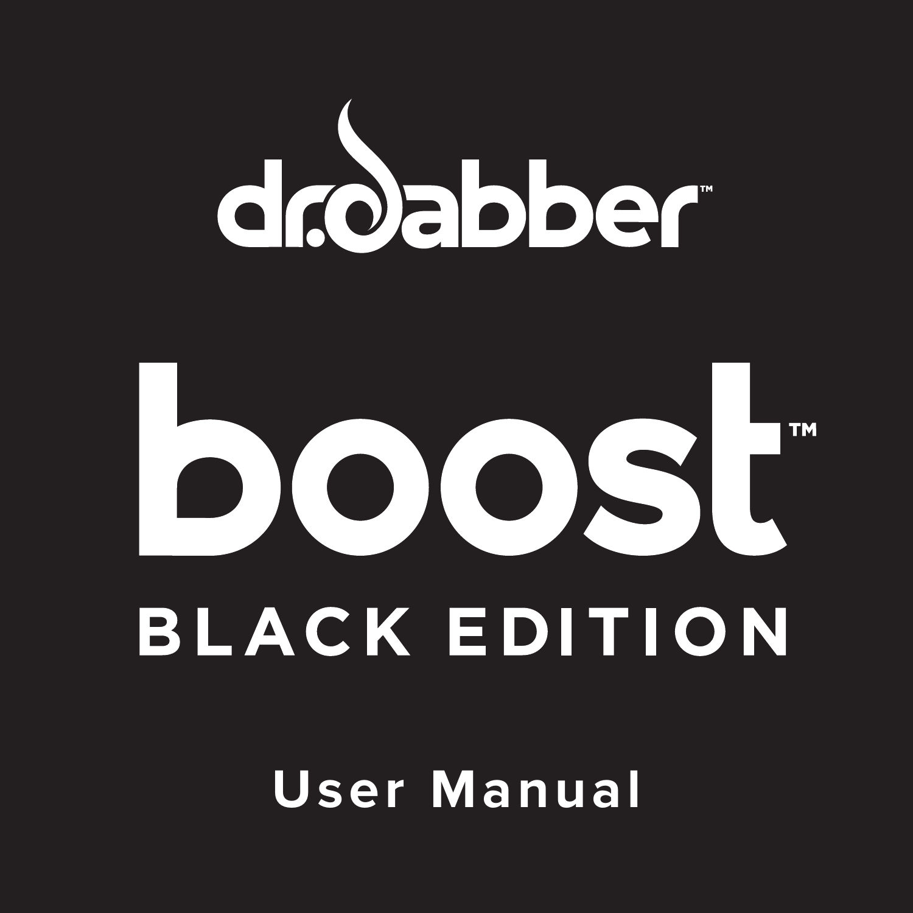dr.dabber™

# boost™

## BLACK EDITION

User Manual